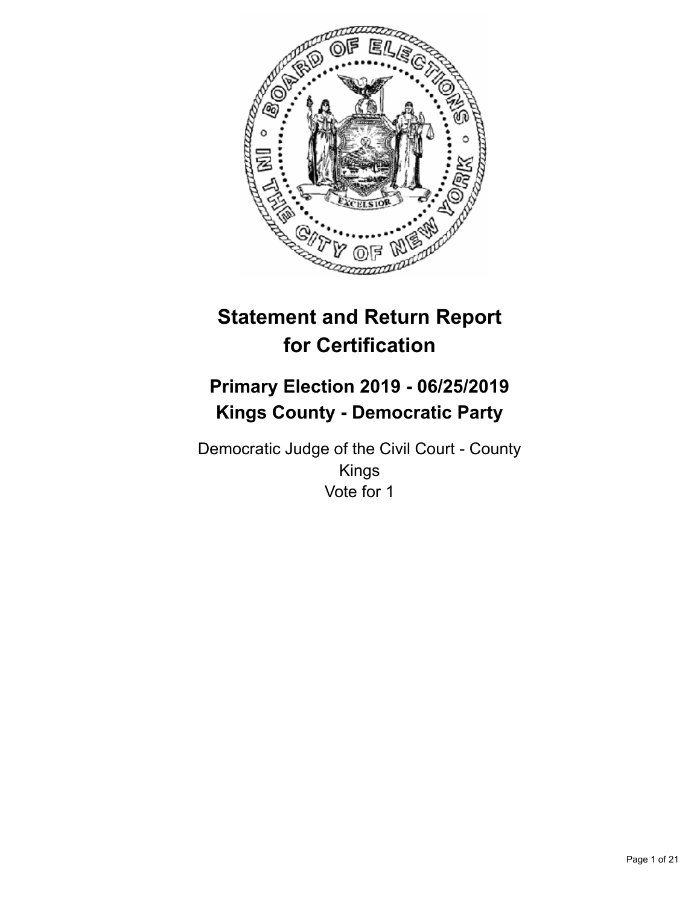# Statement and Return Report for Certification

## Primary Election 2019 - 06/25/2019
## Kings County - Democratic Party

Democratic Judge of the Civil Court - County
Kings
Vote for 1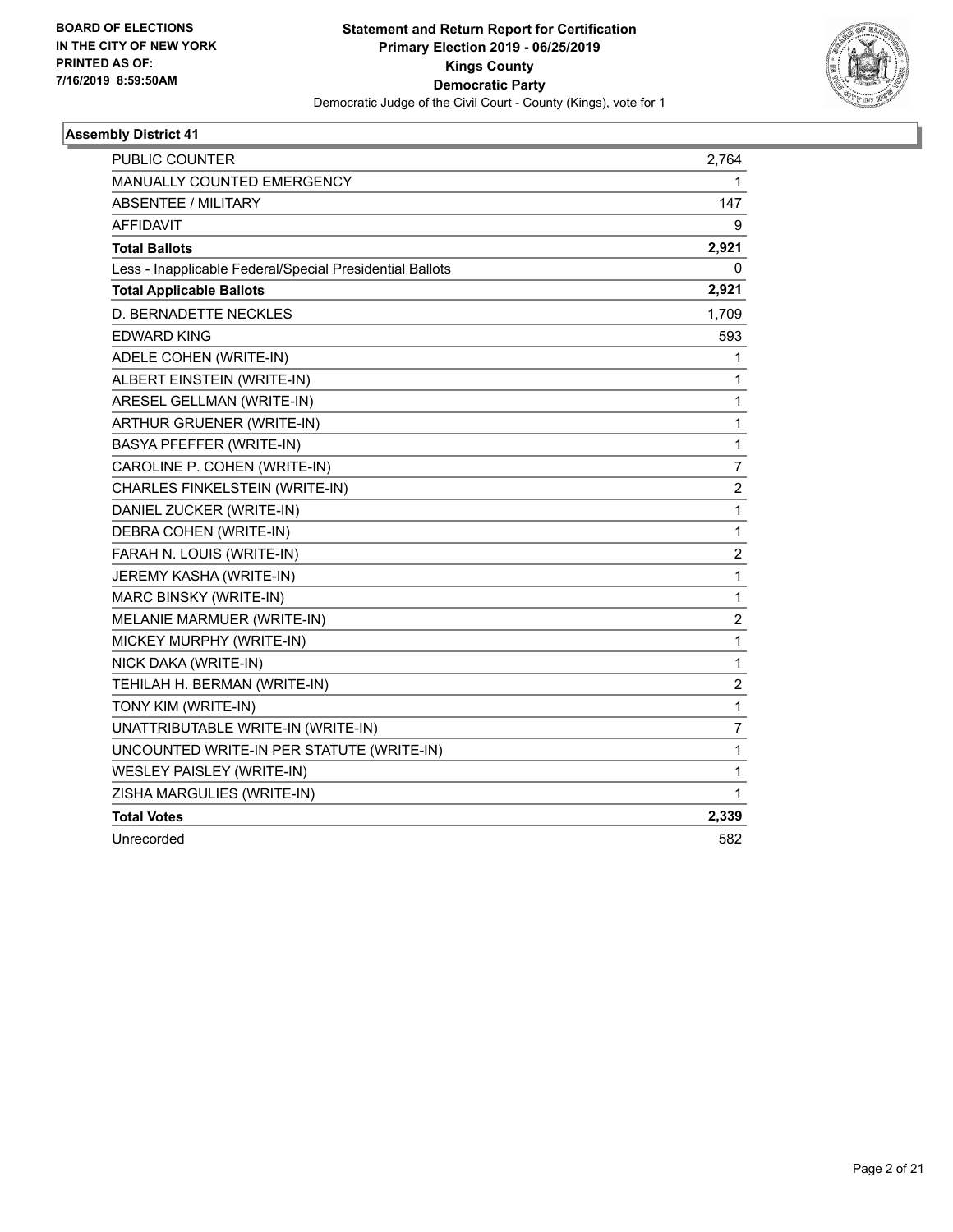**BOARD OF ELECTIONS IN THE CITY OF NEW YORK PRINTED AS OF: 7/16/2019 8:59:50AM**

# Statement and Return Report for Certification
## Primary Election 2019 - 06/25/2019
## Kings County
## Democratic Party
### Democratic Judge of the Civil Court - County (Kings), vote for 1

**Assembly District 41**

| | |
|---|---|
| PUBLIC COUNTER | 2,764 |
| MANUALLY COUNTED EMERGENCY | 1 |
| ABSENTEE / MILITARY | 147 |
| AFFIDAVIT | 9 |
| **Total Ballots** | **2,921** |
| Less - Inapplicable Federal/Special Presidential Ballots | 0 |
| **Total Applicable Ballots** | **2,921** |
| D. BERNADETTE NECKLES | 1,709 |
| EDWARD KING | 593 |
| ADELE COHEN (WRITE-IN) | 1 |
| ALBERT EINSTEIN (WRITE-IN) | 1 |
| ARESEL GELLMAN (WRITE-IN) | 1 |
| ARTHUR GRUENER (WRITE-IN) | 1 |
| BASYA PFEFFER (WRITE-IN) | 1 |
| CAROLINE P. COHEN (WRITE-IN) | 7 |
| CHARLES FINKELSTEIN (WRITE-IN) | 2 |
| DANIEL ZUCKER (WRITE-IN) | 1 |
| DEBRA COHEN (WRITE-IN) | 1 |
| FARAH N. LOUIS (WRITE-IN) | 2 |
| JEREMY KASHA (WRITE-IN) | 1 |
| MARC BINSKY (WRITE-IN) | 1 |
| MELANIE MARMUER (WRITE-IN) | 2 |
| MICKEY MURPHY (WRITE-IN) | 1 |
| NICK DAKA (WRITE-IN) | 1 |
| TEHILAH H. BERMAN (WRITE-IN) | 2 |
| TONY KIM (WRITE-IN) | 1 |
| UNATTRIBUTABLE WRITE-IN (WRITE-IN) | 7 |
| UNCOUNTED WRITE-IN PER STATUTE (WRITE-IN) | 1 |
| WESLEY PAISLEY (WRITE-IN) | 1 |
| ZISHA MARGULIES (WRITE-IN) | 1 |
| **Total Votes** | **2,339** |
| Unrecorded | 582 |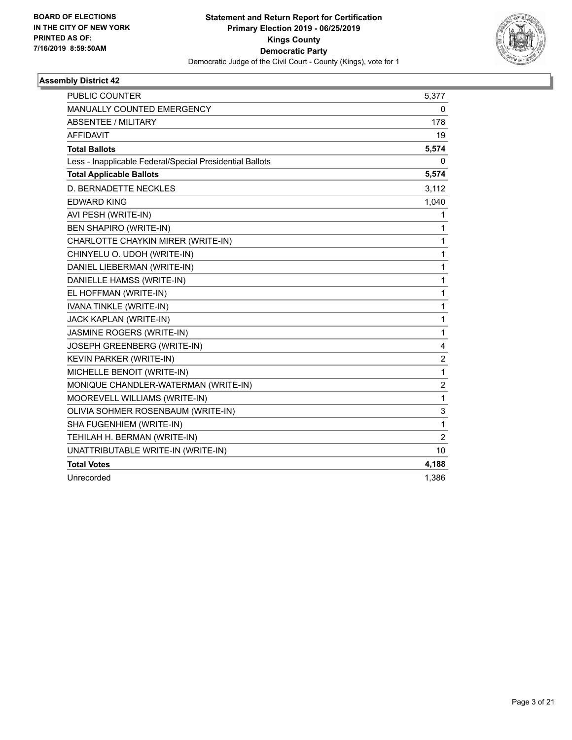BOARD OF ELECTIONS
IN THE CITY OF NEW YORK
PRINTED AS OF:
7/16/2019 8:59:50AM

**Statement and Return Report for Certification**
**Primary Election 2019 - 06/25/2019**
**Kings County**
**Democratic Party**
Democratic Judge of the Civil Court - County (Kings), vote for 1

### Assembly District 42

| | |
|---|---|
| PUBLIC COUNTER | 5,377 |
| MANUALLY COUNTED EMERGENCY | 0 |
| ABSENTEE / MILITARY | 178 |
| AFFIDAVIT | 19 |
| **Total Ballots** | **5,574** |
| Less - Inapplicable Federal/Special Presidential Ballots | 0 |
| **Total Applicable Ballots** | **5,574** |
| D. BERNADETTE NECKLES | 3,112 |
| EDWARD KING | 1,040 |
| AVI PESH (WRITE-IN) | 1 |
| BEN SHAPIRO (WRITE-IN) | 1 |
| CHARLOTTE CHAYKIN MIRER (WRITE-IN) | 1 |
| CHINYELU O. UDOH (WRITE-IN) | 1 |
| DANIEL LIEBERMAN (WRITE-IN) | 1 |
| DANIELLE HAMSS (WRITE-IN) | 1 |
| EL HOFFMAN (WRITE-IN) | 1 |
| IVANA TINKLE (WRITE-IN) | 1 |
| JACK KAPLAN (WRITE-IN) | 1 |
| JASMINE ROGERS (WRITE-IN) | 1 |
| JOSEPH GREENBERG (WRITE-IN) | 4 |
| KEVIN PARKER (WRITE-IN) | 2 |
| MICHELLE BENOIT (WRITE-IN) | 1 |
| MONIQUE CHANDLER-WATERMAN (WRITE-IN) | 2 |
| MOOREVELL WILLIAMS (WRITE-IN) | 1 |
| OLIVIA SOHMER ROSENBAUM (WRITE-IN) | 3 |
| SHA FUGENHIEM (WRITE-IN) | 1 |
| TEHILAH H. BERMAN (WRITE-IN) | 2 |
| UNATTRIBUTABLE WRITE-IN (WRITE-IN) | 10 |
| **Total Votes** | **4,188** |
| Unrecorded | 1,386 |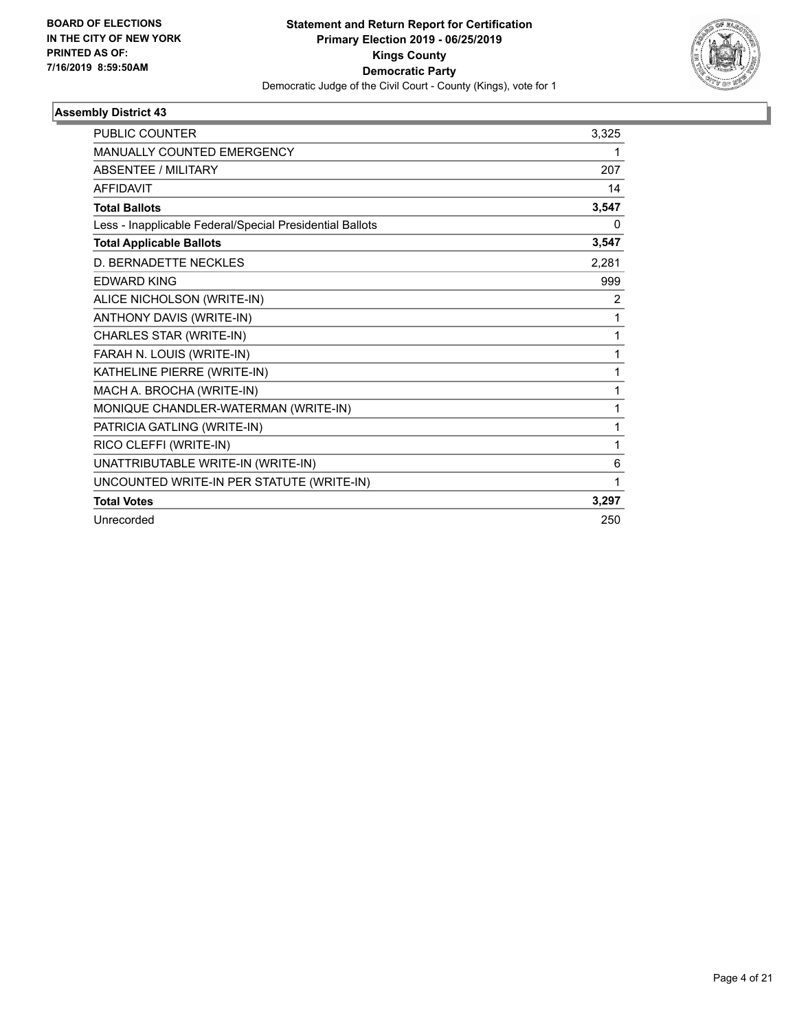**BOARD OF ELECTIONS IN THE CITY OF NEW YORK PRINTED AS OF: 7/16/2019 8:59:50AM**

**Statement and Return Report for Certification**
**Primary Election 2019 - 06/25/2019**
**Kings County**
**Democratic Party**
Democratic Judge of the Civil Court - County (Kings), vote for 1

### Assembly District 43

| | |
|---|---|
| PUBLIC COUNTER | 3,325 |
| MANUALLY COUNTED EMERGENCY | 1 |
| ABSENTEE / MILITARY | 207 |
| AFFIDAVIT | 14 |
| **Total Ballots** | **3,547** |
| Less - Inapplicable Federal/Special Presidential Ballots | 0 |
| **Total Applicable Ballots** | **3,547** |
| D. BERNADETTE NECKLES | 2,281 |
| EDWARD KING | 999 |
| ALICE NICHOLSON (WRITE-IN) | 2 |
| ANTHONY DAVIS (WRITE-IN) | 1 |
| CHARLES STAR (WRITE-IN) | 1 |
| FARAH N. LOUIS (WRITE-IN) | 1 |
| KATHELINE PIERRE (WRITE-IN) | 1 |
| MACH A. BROCHA (WRITE-IN) | 1 |
| MONIQUE CHANDLER-WATERMAN (WRITE-IN) | 1 |
| PATRICIA GATLING (WRITE-IN) | 1 |
| RICO CLEFFI (WRITE-IN) | 1 |
| UNATTRIBUTABLE WRITE-IN (WRITE-IN) | 6 |
| UNCOUNTED WRITE-IN PER STATUTE (WRITE-IN) | 1 |
| **Total Votes** | **3,297** |
| Unrecorded | 250 |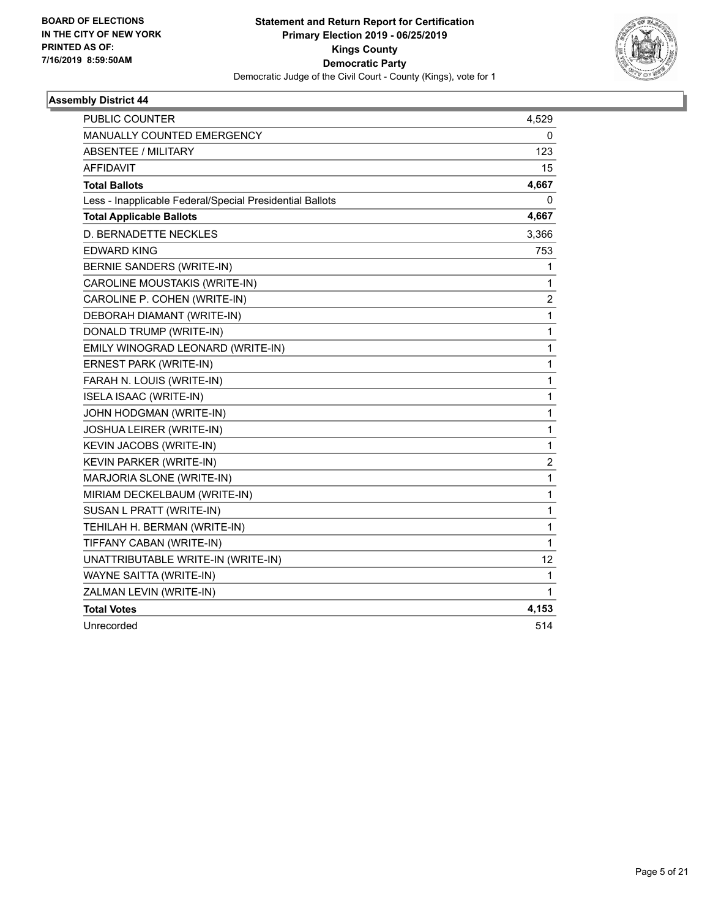BOARD OF ELECTIONS
IN THE CITY OF NEW YORK
PRINTED AS OF:
7/16/2019 8:59:50AM

**Statement and Return Report for Certification**
**Primary Election 2019 - 06/25/2019**
**Kings County**
**Democratic Party**
Democratic Judge of the Civil Court - County (Kings), vote for 1

### Assembly District 44

| | |
|---|---|
| PUBLIC COUNTER | 4,529 |
| MANUALLY COUNTED EMERGENCY | 0 |
| ABSENTEE / MILITARY | 123 |
| AFFIDAVIT | 15 |
| **Total Ballots** | **4,667** |
| Less - Inapplicable Federal/Special Presidential Ballots | 0 |
| **Total Applicable Ballots** | **4,667** |
| D. BERNADETTE NECKLES | 3,366 |
| EDWARD KING | 753 |
| BERNIE SANDERS (WRITE-IN) | 1 |
| CAROLINE MOUSTAKIS (WRITE-IN) | 1 |
| CAROLINE P. COHEN (WRITE-IN) | 2 |
| DEBORAH DIAMANT (WRITE-IN) | 1 |
| DONALD TRUMP (WRITE-IN) | 1 |
| EMILY WINOGRAD LEONARD (WRITE-IN) | 1 |
| ERNEST PARK (WRITE-IN) | 1 |
| FARAH N. LOUIS (WRITE-IN) | 1 |
| ISELA ISAAC (WRITE-IN) | 1 |
| JOHN HODGMAN (WRITE-IN) | 1 |
| JOSHUA LEIRER (WRITE-IN) | 1 |
| KEVIN JACOBS (WRITE-IN) | 1 |
| KEVIN PARKER (WRITE-IN) | 2 |
| MARJORIA SLONE (WRITE-IN) | 1 |
| MIRIAM DECKELBAUM (WRITE-IN) | 1 |
| SUSAN L PRATT (WRITE-IN) | 1 |
| TEHILAH H. BERMAN (WRITE-IN) | 1 |
| TIFFANY CABAN (WRITE-IN) | 1 |
| UNATTRIBUTABLE WRITE-IN (WRITE-IN) | 12 |
| WAYNE SAITTA (WRITE-IN) | 1 |
| ZALMAN LEVIN (WRITE-IN) | 1 |
| **Total Votes** | **4,153** |
| Unrecorded | 514 |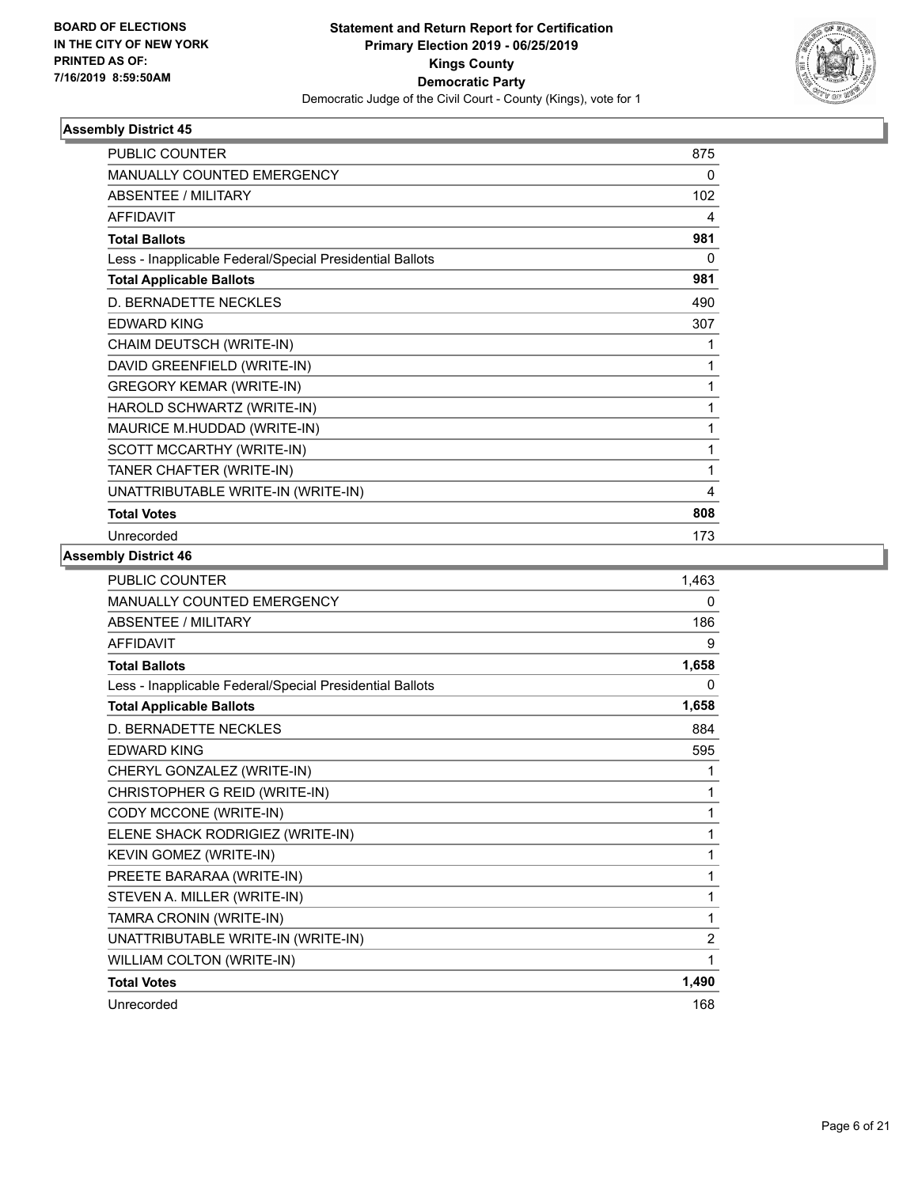**BOARD OF ELECTIONS IN THE CITY OF NEW YORK PRINTED AS OF: 7/16/2019 8:59:50AM**

**Statement and Return Report for Certification**
**Primary Election 2019 - 06/25/2019**
**Kings County**
**Democratic Party**
Democratic Judge of the Civil Court - County (Kings), vote for 1

### Assembly District 45

| | |
|---|---|
| PUBLIC COUNTER | 875 |
| MANUALLY COUNTED EMERGENCY | 0 |
| ABSENTEE / MILITARY | 102 |
| AFFIDAVIT | 4 |
| **Total Ballots** | **981** |
| Less - Inapplicable Federal/Special Presidential Ballots | 0 |
| **Total Applicable Ballots** | **981** |
| D. BERNADETTE NECKLES | 490 |
| EDWARD KING | 307 |
| CHAIM DEUTSCH (WRITE-IN) | 1 |
| DAVID GREENFIELD (WRITE-IN) | 1 |
| GREGORY KEMAR (WRITE-IN) | 1 |
| HAROLD SCHWARTZ (WRITE-IN) | 1 |
| MAURICE M.HUDDAD (WRITE-IN) | 1 |
| SCOTT MCCARTHY (WRITE-IN) | 1 |
| TANER CHAFTER (WRITE-IN) | 1 |
| UNATTRIBUTABLE WRITE-IN (WRITE-IN) | 4 |
| **Total Votes** | **808** |
| Unrecorded | 173 |

### Assembly District 46

| | |
|---|---|
| PUBLIC COUNTER | 1,463 |
| MANUALLY COUNTED EMERGENCY | 0 |
| ABSENTEE / MILITARY | 186 |
| AFFIDAVIT | 9 |
| **Total Ballots** | **1,658** |
| Less - Inapplicable Federal/Special Presidential Ballots | 0 |
| **Total Applicable Ballots** | **1,658** |
| D. BERNADETTE NECKLES | 884 |
| EDWARD KING | 595 |
| CHERYL GONZALEZ (WRITE-IN) | 1 |
| CHRISTOPHER G REID (WRITE-IN) | 1 |
| CODY MCCONE (WRITE-IN) | 1 |
| ELENE SHACK RODRIGIEZ (WRITE-IN) | 1 |
| KEVIN GOMEZ (WRITE-IN) | 1 |
| PREETE BARARAA (WRITE-IN) | 1 |
| STEVEN A. MILLER (WRITE-IN) | 1 |
| TAMRA CRONIN (WRITE-IN) | 1 |
| UNATTRIBUTABLE WRITE-IN (WRITE-IN) | 2 |
| WILLIAM COLTON (WRITE-IN) | 1 |
| **Total Votes** | **1,490** |
| Unrecorded | 168 |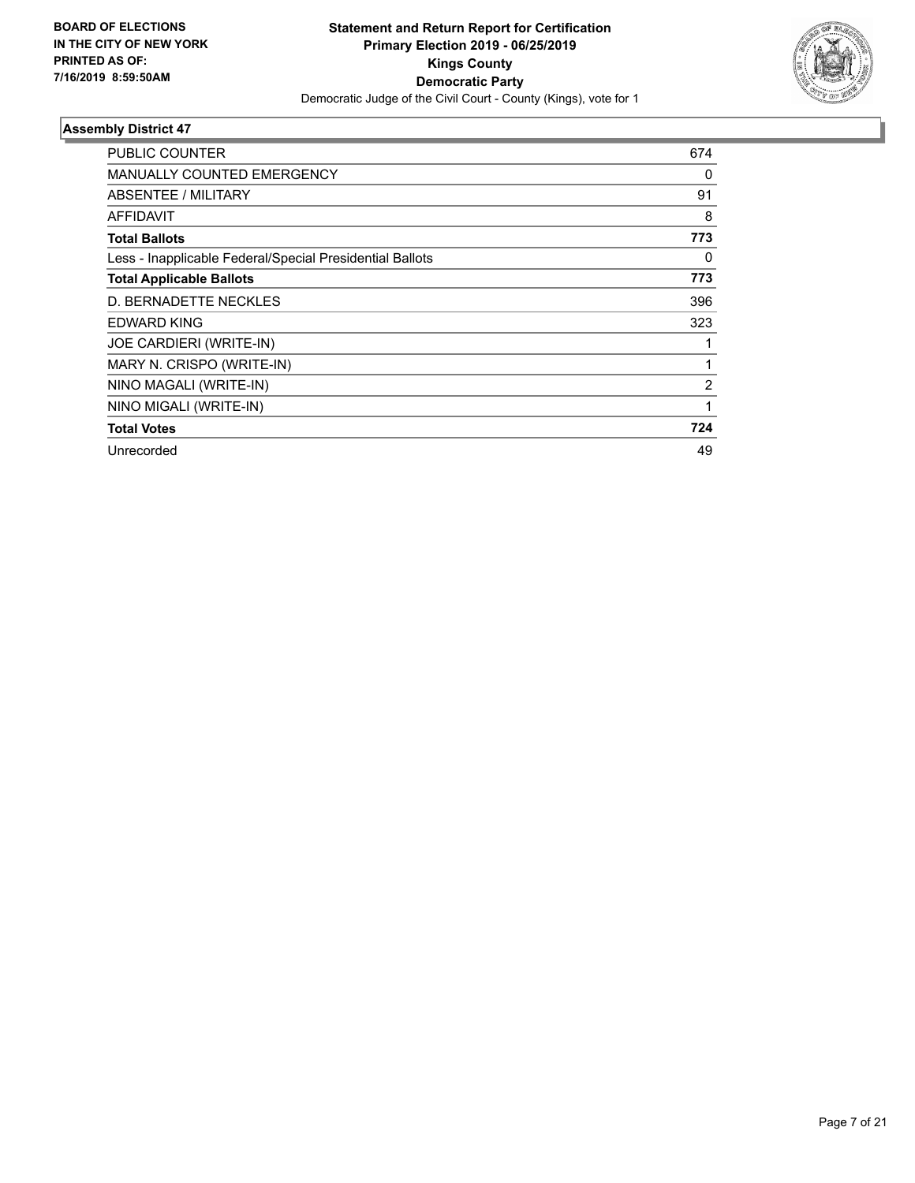BOARD OF ELECTIONS
IN THE CITY OF NEW YORK
PRINTED AS OF:
7/16/2019 8:59:50AM

**Statement and Return Report for Certification**
**Primary Election 2019 - 06/25/2019**
**Kings County**
**Democratic Party**
Democratic Judge of the Civil Court - County (Kings), vote for 1

### Assembly District 47

| | |
|---|---|
| PUBLIC COUNTER | 674 |
| MANUALLY COUNTED EMERGENCY | 0 |
| ABSENTEE / MILITARY | 91 |
| AFFIDAVIT | 8 |
| **Total Ballots** | **773** |
| Less - Inapplicable Federal/Special Presidential Ballots | 0 |
| **Total Applicable Ballots** | **773** |
| D. BERNADETTE NECKLES | 396 |
| EDWARD KING | 323 |
| JOE CARDIERI (WRITE-IN) | 1 |
| MARY N. CRISPO (WRITE-IN) | 1 |
| NINO MAGALI (WRITE-IN) | 2 |
| NINO MIGALI (WRITE-IN) | 1 |
| **Total Votes** | **724** |
| Unrecorded | 49 |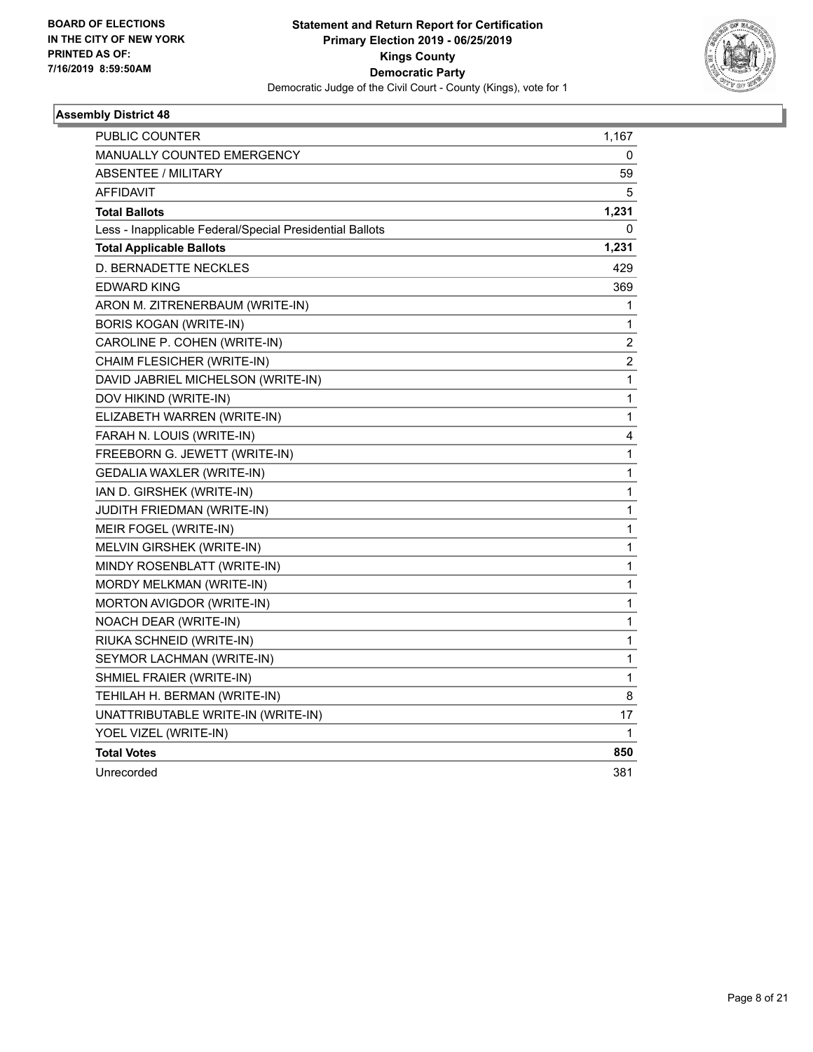BOARD OF ELECTIONS
IN THE CITY OF NEW YORK
PRINTED AS OF:
7/16/2019 8:59:50AM

**Statement and Return Report for Certification**
**Primary Election 2019 - 06/25/2019**
**Kings County**
**Democratic Party**
Democratic Judge of the Civil Court - County (Kings), vote for 1

### Assembly District 48

| | |
|---|---|
| PUBLIC COUNTER | 1,167 |
| MANUALLY COUNTED EMERGENCY | 0 |
| ABSENTEE / MILITARY | 59 |
| AFFIDAVIT | 5 |
| **Total Ballots** | **1,231** |
| Less - Inapplicable Federal/Special Presidential Ballots | 0 |
| **Total Applicable Ballots** | **1,231** |
| D. BERNADETTE NECKLES | 429 |
| EDWARD KING | 369 |
| ARON M. ZITRENERBAUM (WRITE-IN) | 1 |
| BORIS KOGAN (WRITE-IN) | 1 |
| CAROLINE P. COHEN (WRITE-IN) | 2 |
| CHAIM FLESICHER (WRITE-IN) | 2 |
| DAVID JABRIEL MICHELSON (WRITE-IN) | 1 |
| DOV HIKIND (WRITE-IN) | 1 |
| ELIZABETH WARREN (WRITE-IN) | 1 |
| FARAH N. LOUIS (WRITE-IN) | 4 |
| FREEBORN G. JEWETT (WRITE-IN) | 1 |
| GEDALIA WAXLER (WRITE-IN) | 1 |
| IAN D. GIRSHEK (WRITE-IN) | 1 |
| JUDITH FRIEDMAN (WRITE-IN) | 1 |
| MEIR FOGEL (WRITE-IN) | 1 |
| MELVIN GIRSHEK (WRITE-IN) | 1 |
| MINDY ROSENBLATT (WRITE-IN) | 1 |
| MORDY MELKMAN (WRITE-IN) | 1 |
| MORTON AVIGDOR (WRITE-IN) | 1 |
| NOACH DEAR (WRITE-IN) | 1 |
| RIUKA SCHNEID (WRITE-IN) | 1 |
| SEYMOR LACHMAN (WRITE-IN) | 1 |
| SHMIEL FRAIER (WRITE-IN) | 1 |
| TEHILAH H. BERMAN (WRITE-IN) | 8 |
| UNATTRIBUTABLE WRITE-IN (WRITE-IN) | 17 |
| YOEL VIZEL (WRITE-IN) | 1 |
| **Total Votes** | **850** |
| Unrecorded | 381 |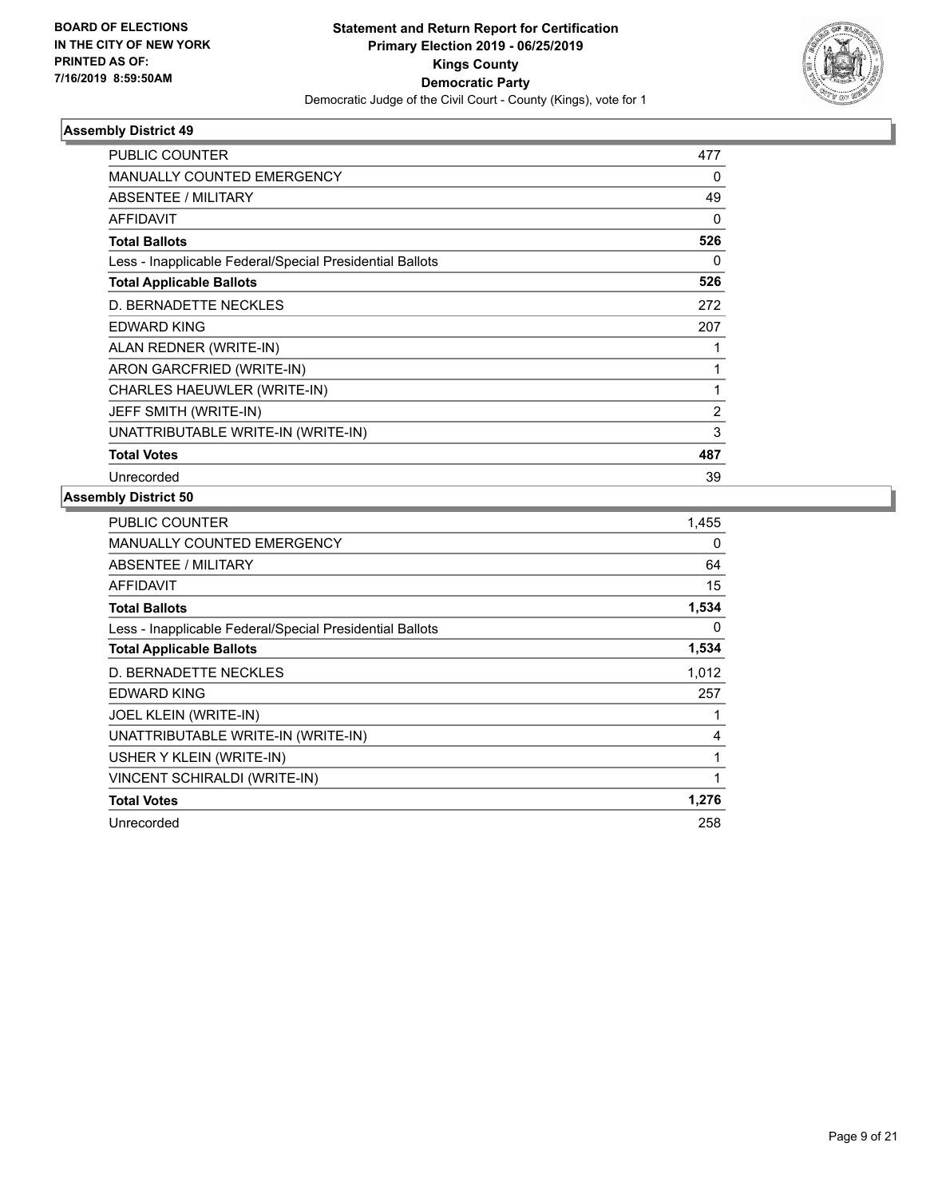**BOARD OF ELECTIONS IN THE CITY OF NEW YORK PRINTED AS OF: 7/16/2019 8:59:50AM**

**Statement and Return Report for Certification**
**Primary Election 2019 - 06/25/2019**
**Kings County**
**Democratic Party**
Democratic Judge of the Civil Court - County (Kings), vote for 1

### Assembly District 49

| | |
|---|---|
| PUBLIC COUNTER | 477 |
| MANUALLY COUNTED EMERGENCY | 0 |
| ABSENTEE / MILITARY | 49 |
| AFFIDAVIT | 0 |
| **Total Ballots** | **526** |
| Less - Inapplicable Federal/Special Presidential Ballots | 0 |
| **Total Applicable Ballots** | **526** |
| D. BERNADETTE NECKLES | 272 |
| EDWARD KING | 207 |
| ALAN REDNER (WRITE-IN) | 1 |
| ARON GARCFRIED (WRITE-IN) | 1 |
| CHARLES HAEUWLER (WRITE-IN) | 1 |
| JEFF SMITH (WRITE-IN) | 2 |
| UNATTRIBUTABLE WRITE-IN (WRITE-IN) | 3 |
| **Total Votes** | **487** |
| Unrecorded | 39 |

### Assembly District 50

| | |
|---|---|
| PUBLIC COUNTER | 1,455 |
| MANUALLY COUNTED EMERGENCY | 0 |
| ABSENTEE / MILITARY | 64 |
| AFFIDAVIT | 15 |
| **Total Ballots** | **1,534** |
| Less - Inapplicable Federal/Special Presidential Ballots | 0 |
| **Total Applicable Ballots** | **1,534** |
| D. BERNADETTE NECKLES | 1,012 |
| EDWARD KING | 257 |
| JOEL KLEIN (WRITE-IN) | 1 |
| UNATTRIBUTABLE WRITE-IN (WRITE-IN) | 4 |
| USHER Y KLEIN (WRITE-IN) | 1 |
| VINCENT SCHIRALDI (WRITE-IN) | 1 |
| **Total Votes** | **1,276** |
| Unrecorded | 258 |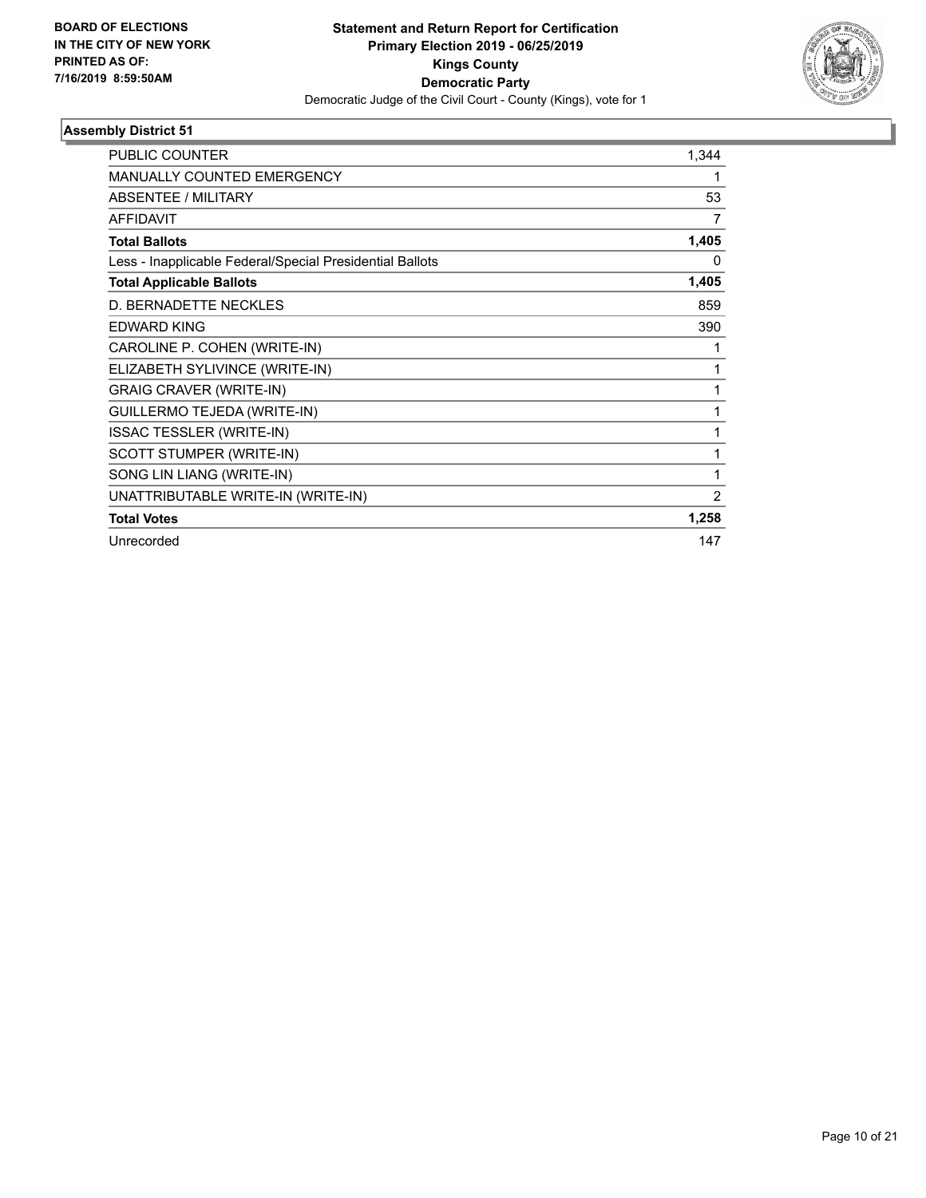BOARD OF ELECTIONS
IN THE CITY OF NEW YORK
PRINTED AS OF:
7/16/2019 8:59:50AM

**Statement and Return Report for Certification**
**Primary Election 2019 - 06/25/2019**
**Kings County**
**Democratic Party**
Democratic Judge of the Civil Court - County (Kings), vote for 1

### Assembly District 51

| | |
|---|---|
| PUBLIC COUNTER | 1,344 |
| MANUALLY COUNTED EMERGENCY | 1 |
| ABSENTEE / MILITARY | 53 |
| AFFIDAVIT | 7 |
| **Total Ballots** | **1,405** |
| Less - Inapplicable Federal/Special Presidential Ballots | 0 |
| **Total Applicable Ballots** | **1,405** |
| D. BERNADETTE NECKLES | 859 |
| EDWARD KING | 390 |
| CAROLINE P. COHEN (WRITE-IN) | 1 |
| ELIZABETH SYLIVINCE (WRITE-IN) | 1 |
| GRAIG CRAVER (WRITE-IN) | 1 |
| GUILLERMO TEJEDA (WRITE-IN) | 1 |
| ISSAC TESSLER (WRITE-IN) | 1 |
| SCOTT STUMPER (WRITE-IN) | 1 |
| SONG LIN LIANG (WRITE-IN) | 1 |
| UNATTRIBUTABLE WRITE-IN (WRITE-IN) | 2 |
| **Total Votes** | **1,258** |
| Unrecorded | 147 |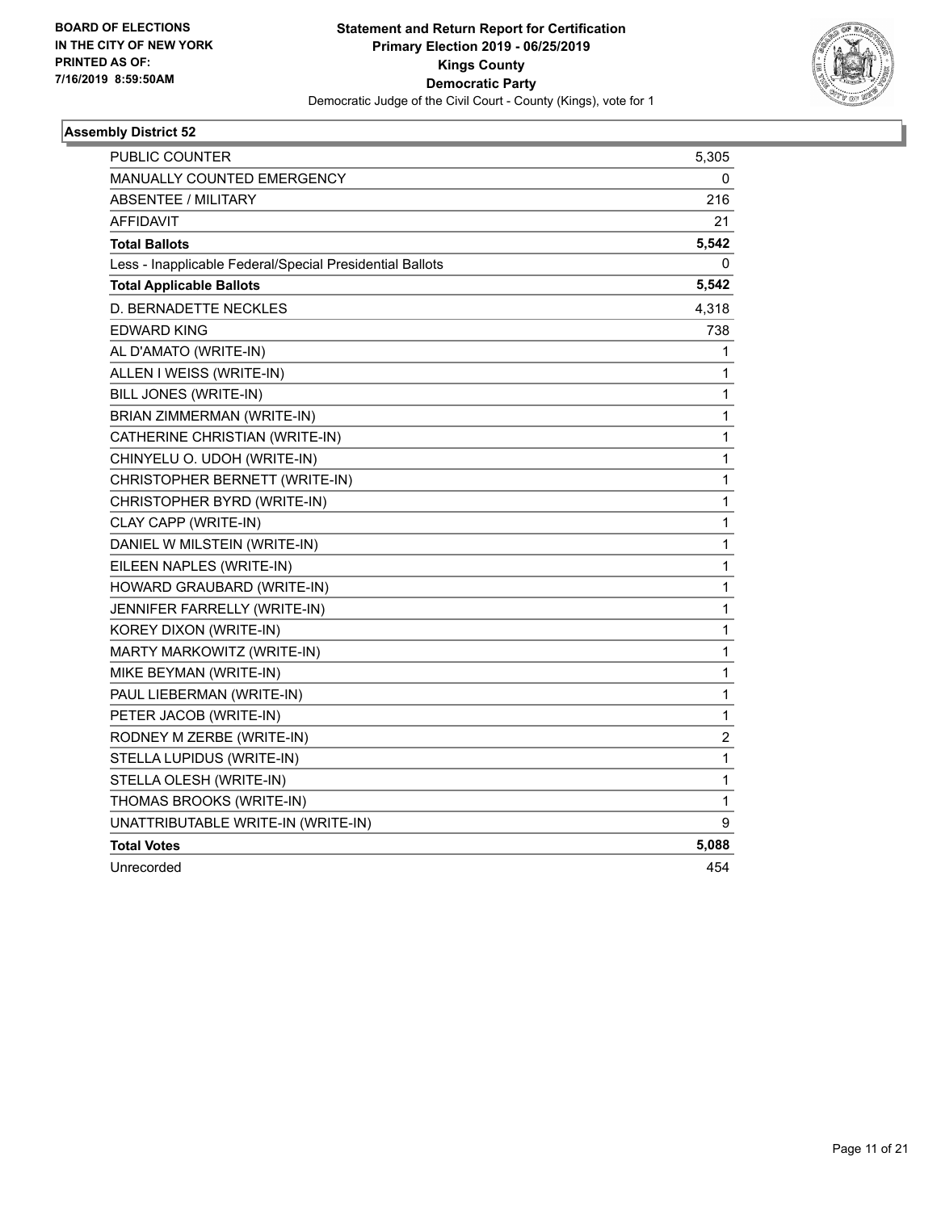BOARD OF ELECTIONS
IN THE CITY OF NEW YORK
PRINTED AS OF:
7/16/2019 8:59:50AM

**Statement and Return Report for Certification**
**Primary Election 2019 - 06/25/2019**
**Kings County**
**Democratic Party**
Democratic Judge of the Civil Court - County (Kings), vote for 1

### Assembly District 52

| | |
|---|---|
| PUBLIC COUNTER | 5,305 |
| MANUALLY COUNTED EMERGENCY | 0 |
| ABSENTEE / MILITARY | 216 |
| AFFIDAVIT | 21 |
| **Total Ballots** | **5,542** |
| Less - Inapplicable Federal/Special Presidential Ballots | 0 |
| **Total Applicable Ballots** | **5,542** |
| D. BERNADETTE NECKLES | 4,318 |
| EDWARD KING | 738 |
| AL D'AMATO (WRITE-IN) | 1 |
| ALLEN I WEISS (WRITE-IN) | 1 |
| BILL JONES (WRITE-IN) | 1 |
| BRIAN ZIMMERMAN (WRITE-IN) | 1 |
| CATHERINE CHRISTIAN (WRITE-IN) | 1 |
| CHINYELU O. UDOH (WRITE-IN) | 1 |
| CHRISTOPHER BERNETT (WRITE-IN) | 1 |
| CHRISTOPHER BYRD (WRITE-IN) | 1 |
| CLAY CAPP (WRITE-IN) | 1 |
| DANIEL W MILSTEIN (WRITE-IN) | 1 |
| EILEEN NAPLES (WRITE-IN) | 1 |
| HOWARD GRAUBARD (WRITE-IN) | 1 |
| JENNIFER FARRELLY (WRITE-IN) | 1 |
| KOREY DIXON (WRITE-IN) | 1 |
| MARTY MARKOWITZ (WRITE-IN) | 1 |
| MIKE BEYMAN (WRITE-IN) | 1 |
| PAUL LIEBERMAN (WRITE-IN) | 1 |
| PETER JACOB (WRITE-IN) | 1 |
| RODNEY M ZERBE (WRITE-IN) | 2 |
| STELLA LUPIDUS (WRITE-IN) | 1 |
| STELLA OLESH (WRITE-IN) | 1 |
| THOMAS BROOKS (WRITE-IN) | 1 |
| UNATTRIBUTABLE WRITE-IN (WRITE-IN) | 9 |
| **Total Votes** | **5,088** |
| Unrecorded | 454 |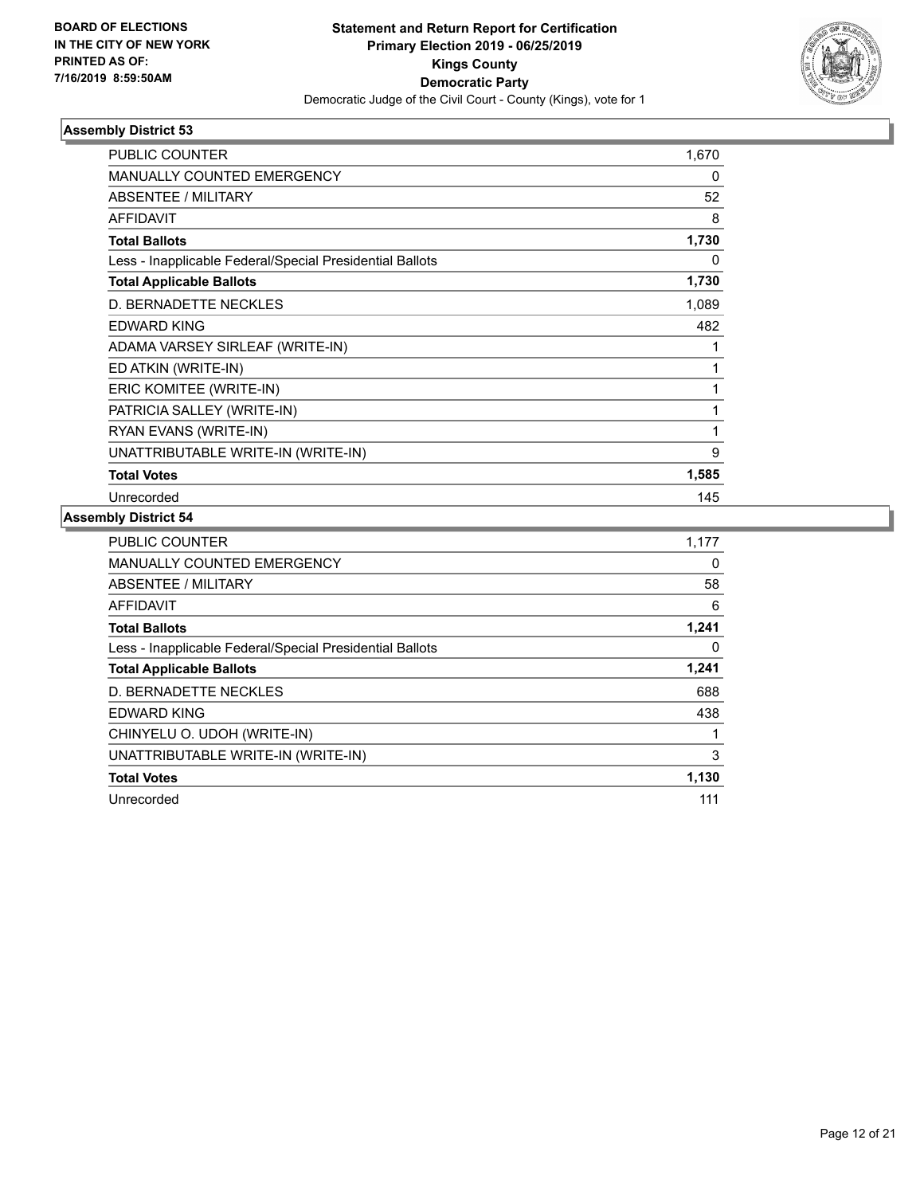**BOARD OF ELECTIONS IN THE CITY OF NEW YORK PRINTED AS OF: 7/16/2019 8:59:50AM**

**Statement and Return Report for Certification Primary Election 2019 - 06/25/2019 Kings County Democratic Party**

Democratic Judge of the Civil Court - County (Kings), vote for 1

### Assembly District 53

| | |
|---|---|
| PUBLIC COUNTER | 1,670 |
| MANUALLY COUNTED EMERGENCY | 0 |
| ABSENTEE / MILITARY | 52 |
| AFFIDAVIT | 8 |
| **Total Ballots** | **1,730** |
| Less - Inapplicable Federal/Special Presidential Ballots | 0 |
| **Total Applicable Ballots** | **1,730** |
| D. BERNADETTE NECKLES | 1,089 |
| EDWARD KING | 482 |
| ADAMA VARSEY SIRLEAF (WRITE-IN) | 1 |
| ED ATKIN (WRITE-IN) | 1 |
| ERIC KOMITEE (WRITE-IN) | 1 |
| PATRICIA SALLEY (WRITE-IN) | 1 |
| RYAN EVANS (WRITE-IN) | 1 |
| UNATTRIBUTABLE WRITE-IN (WRITE-IN) | 9 |
| **Total Votes** | **1,585** |
| Unrecorded | 145 |

### Assembly District 54

| | |
|---|---|
| PUBLIC COUNTER | 1,177 |
| MANUALLY COUNTED EMERGENCY | 0 |
| ABSENTEE / MILITARY | 58 |
| AFFIDAVIT | 6 |
| **Total Ballots** | **1,241** |
| Less - Inapplicable Federal/Special Presidential Ballots | 0 |
| **Total Applicable Ballots** | **1,241** |
| D. BERNADETTE NECKLES | 688 |
| EDWARD KING | 438 |
| CHINYELU O. UDOH (WRITE-IN) | 1 |
| UNATTRIBUTABLE WRITE-IN (WRITE-IN) | 3 |
| **Total Votes** | **1,130** |
| Unrecorded | 111 |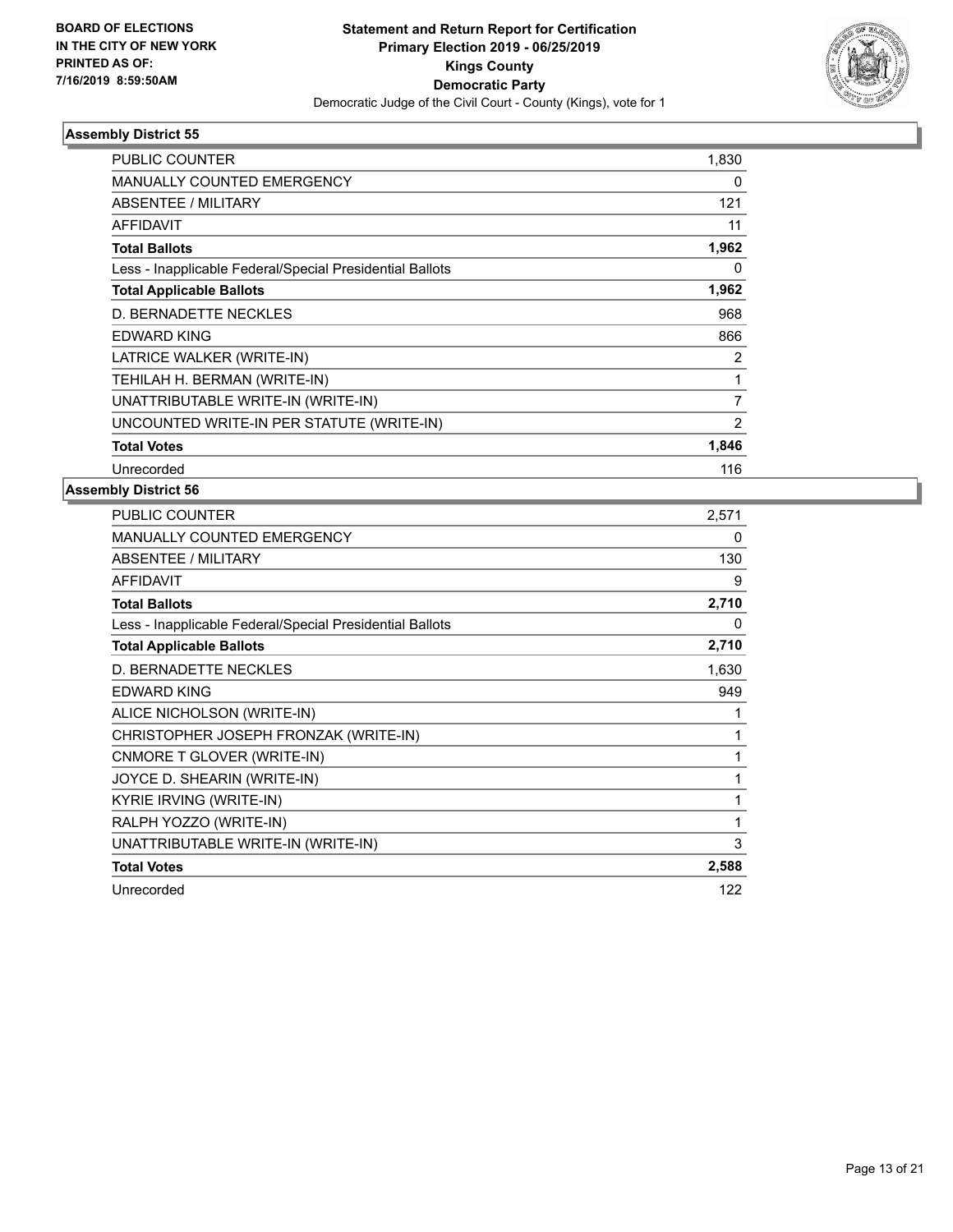**Statement and Return Report for Certification**
**Primary Election 2019 - 06/25/2019**
**Kings County**
**Democratic Party**
Democratic Judge of the Civil Court - County (Kings), vote for 1

BOARD OF ELECTIONS IN THE CITY OF NEW YORK PRINTED AS OF: 7/16/2019 8:59:50AM

### Assembly District 55

| | |
|---|---|
| PUBLIC COUNTER | 1,830 |
| MANUALLY COUNTED EMERGENCY | 0 |
| ABSENTEE / MILITARY | 121 |
| AFFIDAVIT | 11 |
| **Total Ballots** | **1,962** |
| Less - Inapplicable Federal/Special Presidential Ballots | 0 |
| **Total Applicable Ballots** | **1,962** |
| D. BERNADETTE NECKLES | 968 |
| EDWARD KING | 866 |
| LATRICE WALKER (WRITE-IN) | 2 |
| TEHILAH H. BERMAN (WRITE-IN) | 1 |
| UNATTRIBUTABLE WRITE-IN (WRITE-IN) | 7 |
| UNCOUNTED WRITE-IN PER STATUTE (WRITE-IN) | 2 |
| **Total Votes** | **1,846** |
| Unrecorded | 116 |

### Assembly District 56

| | |
|---|---|
| PUBLIC COUNTER | 2,571 |
| MANUALLY COUNTED EMERGENCY | 0 |
| ABSENTEE / MILITARY | 130 |
| AFFIDAVIT | 9 |
| **Total Ballots** | **2,710** |
| Less - Inapplicable Federal/Special Presidential Ballots | 0 |
| **Total Applicable Ballots** | **2,710** |
| D. BERNADETTE NECKLES | 1,630 |
| EDWARD KING | 949 |
| ALICE NICHOLSON (WRITE-IN) | 1 |
| CHRISTOPHER JOSEPH FRONZAK (WRITE-IN) | 1 |
| CNMORE T GLOVER (WRITE-IN) | 1 |
| JOYCE D. SHEARIN (WRITE-IN) | 1 |
| KYRIE IRVING (WRITE-IN) | 1 |
| RALPH YOZZO (WRITE-IN) | 1 |
| UNATTRIBUTABLE WRITE-IN (WRITE-IN) | 3 |
| **Total Votes** | **2,588** |
| Unrecorded | 122 |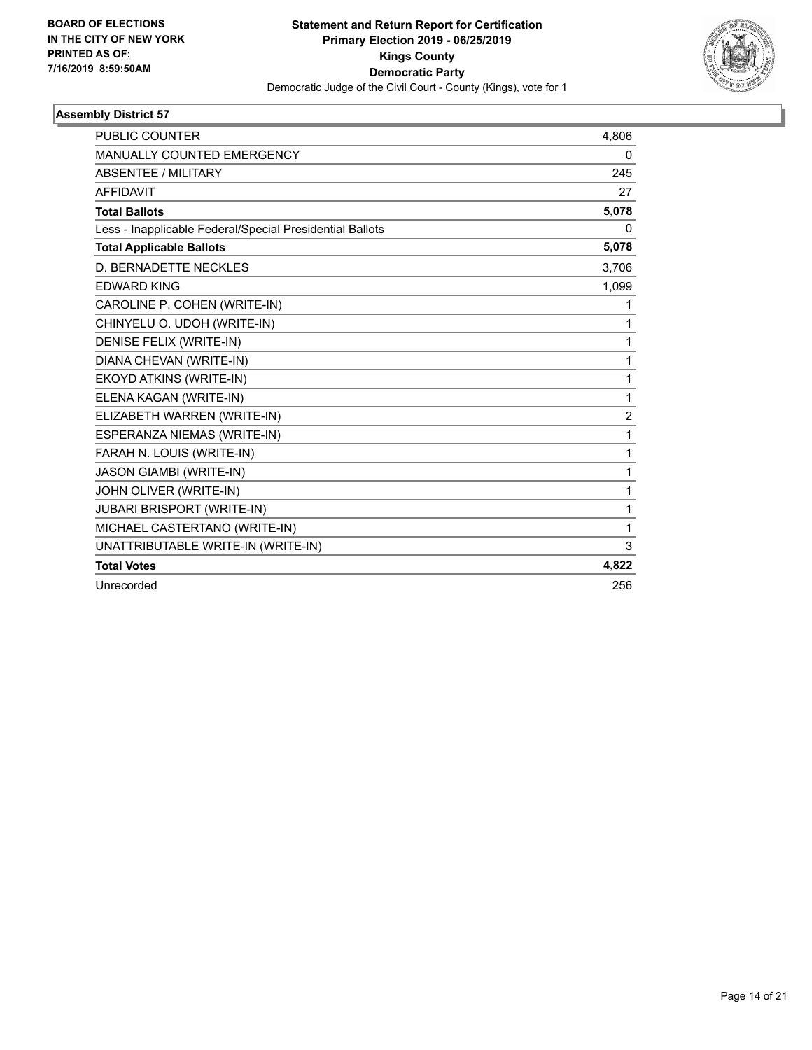**BOARD OF ELECTIONS IN THE CITY OF NEW YORK**
**PRINTED AS OF: 7/16/2019 8:59:50AM**

**Statement and Return Report for Certification**
**Primary Election 2019 - 06/25/2019**
**Kings County**
**Democratic Party**
Democratic Judge of the Civil Court - County (Kings), vote for 1

### Assembly District 57

| | |
|---|---|
| PUBLIC COUNTER | 4,806 |
| MANUALLY COUNTED EMERGENCY | 0 |
| ABSENTEE / MILITARY | 245 |
| AFFIDAVIT | 27 |
| **Total Ballots** | **5,078** |
| Less - Inapplicable Federal/Special Presidential Ballots | 0 |
| **Total Applicable Ballots** | **5,078** |
| D. BERNADETTE NECKLES | 3,706 |
| EDWARD KING | 1,099 |
| CAROLINE P. COHEN (WRITE-IN) | 1 |
| CHINYELU O. UDOH (WRITE-IN) | 1 |
| DENISE FELIX (WRITE-IN) | 1 |
| DIANA CHEVAN (WRITE-IN) | 1 |
| EKOYD ATKINS (WRITE-IN) | 1 |
| ELENA KAGAN (WRITE-IN) | 1 |
| ELIZABETH WARREN (WRITE-IN) | 2 |
| ESPERANZA NIEMAS (WRITE-IN) | 1 |
| FARAH N. LOUIS (WRITE-IN) | 1 |
| JASON GIAMBI (WRITE-IN) | 1 |
| JOHN OLIVER (WRITE-IN) | 1 |
| JUBARI BRISPORT (WRITE-IN) | 1 |
| MICHAEL CASTERTANO (WRITE-IN) | 1 |
| UNATTRIBUTABLE WRITE-IN (WRITE-IN) | 3 |
| **Total Votes** | **4,822** |
| Unrecorded | 256 |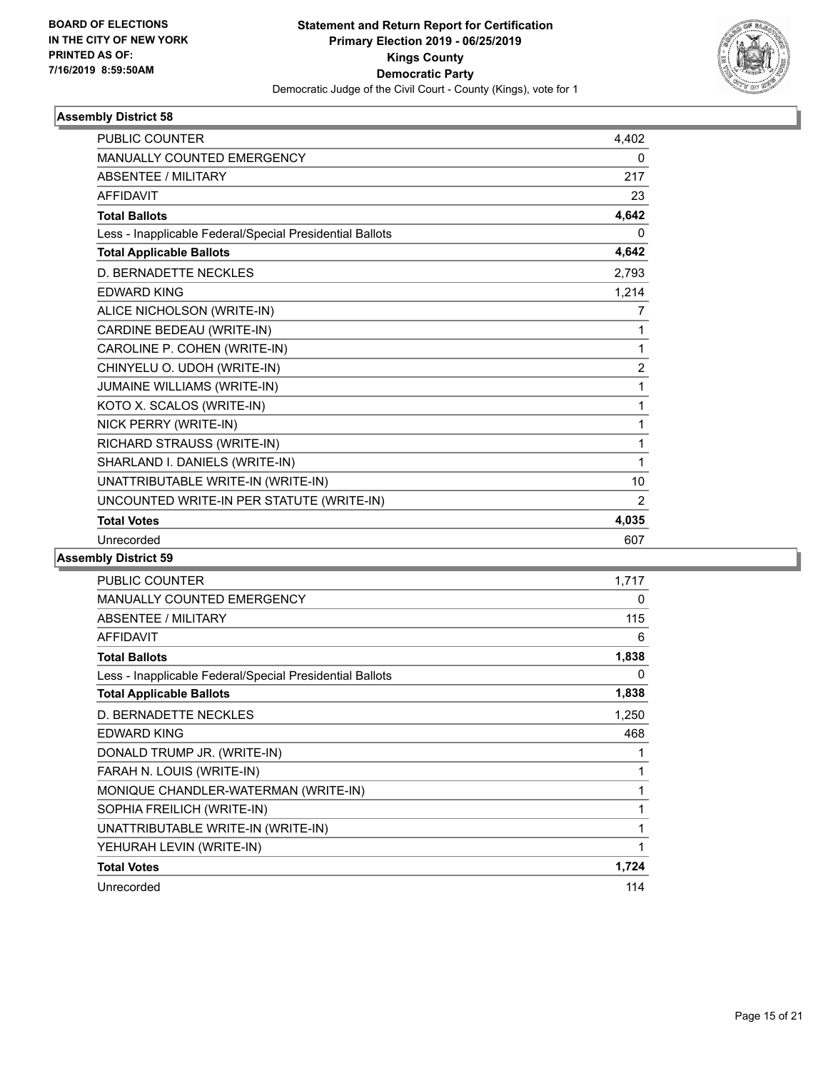**BOARD OF ELECTIONS IN THE CITY OF NEW YORK PRINTED AS OF: 7/16/2019 8:59:50AM**

**Statement and Return Report for Certification Primary Election 2019 - 06/25/2019 Kings County Democratic Party**

Democratic Judge of the Civil Court - County (Kings), vote for 1

### Assembly District 58

| | |
|---|---|
| PUBLIC COUNTER | 4,402 |
| MANUALLY COUNTED EMERGENCY | 0 |
| ABSENTEE / MILITARY | 217 |
| AFFIDAVIT | 23 |
| **Total Ballots** | **4,642** |
| Less - Inapplicable Federal/Special Presidential Ballots | 0 |
| **Total Applicable Ballots** | **4,642** |
| D. BERNADETTE NECKLES | 2,793 |
| EDWARD KING | 1,214 |
| ALICE NICHOLSON (WRITE-IN) | 7 |
| CARDINE BEDEAU (WRITE-IN) | 1 |
| CAROLINE P. COHEN (WRITE-IN) | 1 |
| CHINYELU O. UDOH (WRITE-IN) | 2 |
| JUMAINE WILLIAMS (WRITE-IN) | 1 |
| KOTO X. SCALOS (WRITE-IN) | 1 |
| NICK PERRY (WRITE-IN) | 1 |
| RICHARD STRAUSS (WRITE-IN) | 1 |
| SHARLAND I. DANIELS (WRITE-IN) | 1 |
| UNATTRIBUTABLE WRITE-IN (WRITE-IN) | 10 |
| UNCOUNTED WRITE-IN PER STATUTE (WRITE-IN) | 2 |
| **Total Votes** | **4,035** |
| Unrecorded | 607 |

### Assembly District 59

| | |
|---|---|
| PUBLIC COUNTER | 1,717 |
| MANUALLY COUNTED EMERGENCY | 0 |
| ABSENTEE / MILITARY | 115 |
| AFFIDAVIT | 6 |
| **Total Ballots** | **1,838** |
| Less - Inapplicable Federal/Special Presidential Ballots | 0 |
| **Total Applicable Ballots** | **1,838** |
| D. BERNADETTE NECKLES | 1,250 |
| EDWARD KING | 468 |
| DONALD TRUMP JR. (WRITE-IN) | 1 |
| FARAH N. LOUIS (WRITE-IN) | 1 |
| MONIQUE CHANDLER-WATERMAN (WRITE-IN) | 1 |
| SOPHIA FREILICH (WRITE-IN) | 1 |
| UNATTRIBUTABLE WRITE-IN (WRITE-IN) | 1 |
| YEHURAH LEVIN (WRITE-IN) | 1 |
| **Total Votes** | **1,724** |
| Unrecorded | 114 |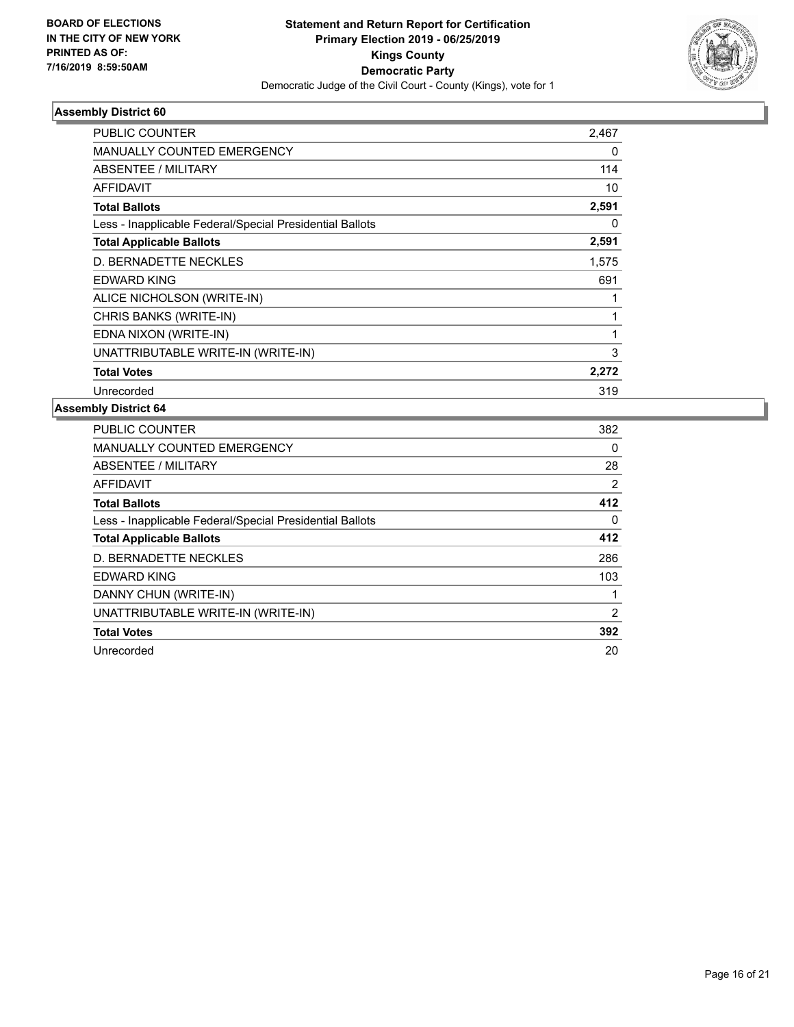**BOARD OF ELECTIONS IN THE CITY OF NEW YORK PRINTED AS OF: 7/16/2019 8:59:50AM**

# Statement and Return Report for Certification
## Primary Election 2019 - 06/25/2019
## Kings County
## Democratic Party
Democratic Judge of the Civil Court - County (Kings), vote for 1

### Assembly District 60

| | |
|---|---|
| PUBLIC COUNTER | 2,467 |
| MANUALLY COUNTED EMERGENCY | 0 |
| ABSENTEE / MILITARY | 114 |
| AFFIDAVIT | 10 |
| **Total Ballots** | **2,591** |
| Less - Inapplicable Federal/Special Presidential Ballots | 0 |
| **Total Applicable Ballots** | **2,591** |
| D. BERNADETTE NECKLES | 1,575 |
| EDWARD KING | 691 |
| ALICE NICHOLSON (WRITE-IN) | 1 |
| CHRIS BANKS (WRITE-IN) | 1 |
| EDNA NIXON (WRITE-IN) | 1 |
| UNATTRIBUTABLE WRITE-IN (WRITE-IN) | 3 |
| **Total Votes** | **2,272** |
| Unrecorded | 319 |

### Assembly District 64

| | |
|---|---|
| PUBLIC COUNTER | 382 |
| MANUALLY COUNTED EMERGENCY | 0 |
| ABSENTEE / MILITARY | 28 |
| AFFIDAVIT | 2 |
| **Total Ballots** | **412** |
| Less - Inapplicable Federal/Special Presidential Ballots | 0 |
| **Total Applicable Ballots** | **412** |
| D. BERNADETTE NECKLES | 286 |
| EDWARD KING | 103 |
| DANNY CHUN (WRITE-IN) | 1 |
| UNATTRIBUTABLE WRITE-IN (WRITE-IN) | 2 |
| **Total Votes** | **392** |
| Unrecorded | 20 |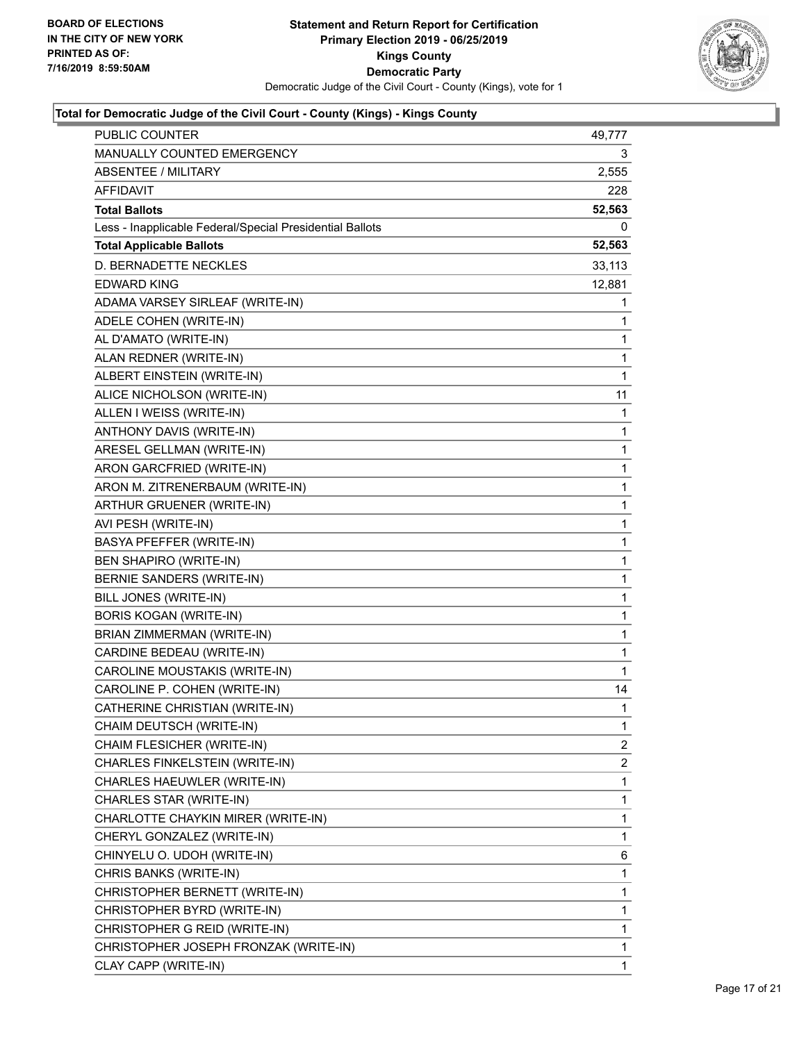BOARD OF ELECTIONS
IN THE CITY OF NEW YORK
PRINTED AS OF:
7/16/2019 8:59:50AM

**Statement and Return Report for Certification**
**Primary Election 2019 - 06/25/2019**
**Kings County**
**Democratic Party**
Democratic Judge of the Civil Court - County (Kings), vote for 1

### Total for Democratic Judge of the Civil Court - County (Kings) - Kings County

| | |
|---|---|
| PUBLIC COUNTER | 49,777 |
| MANUALLY COUNTED EMERGENCY | 3 |
| ABSENTEE / MILITARY | 2,555 |
| AFFIDAVIT | 228 |
| **Total Ballots** | **52,563** |
| Less - Inapplicable Federal/Special Presidential Ballots | 0 |
| **Total Applicable Ballots** | **52,563** |
| D. BERNADETTE NECKLES | 33,113 |
| EDWARD KING | 12,881 |
| ADAMA VARSEY SIRLEAF (WRITE-IN) | 1 |
| ADELE COHEN (WRITE-IN) | 1 |
| AL D'AMATO (WRITE-IN) | 1 |
| ALAN REDNER (WRITE-IN) | 1 |
| ALBERT EINSTEIN (WRITE-IN) | 1 |
| ALICE NICHOLSON (WRITE-IN) | 11 |
| ALLEN I WEISS (WRITE-IN) | 1 |
| ANTHONY DAVIS (WRITE-IN) | 1 |
| ARESEL GELLMAN (WRITE-IN) | 1 |
| ARON GARCFRIED (WRITE-IN) | 1 |
| ARON M. ZITRENERBAUM (WRITE-IN) | 1 |
| ARTHUR GRUENER (WRITE-IN) | 1 |
| AVI PESH (WRITE-IN) | 1 |
| BASYA PFEFFER (WRITE-IN) | 1 |
| BEN SHAPIRO (WRITE-IN) | 1 |
| BERNIE SANDERS (WRITE-IN) | 1 |
| BILL JONES (WRITE-IN) | 1 |
| BORIS KOGAN (WRITE-IN) | 1 |
| BRIAN ZIMMERMAN (WRITE-IN) | 1 |
| CARDINE BEDEAU (WRITE-IN) | 1 |
| CAROLINE MOUSTAKIS (WRITE-IN) | 1 |
| CAROLINE P. COHEN (WRITE-IN) | 14 |
| CATHERINE CHRISTIAN (WRITE-IN) | 1 |
| CHAIM DEUTSCH (WRITE-IN) | 1 |
| CHAIM FLESICHER (WRITE-IN) | 2 |
| CHARLES FINKELSTEIN (WRITE-IN) | 2 |
| CHARLES HAEUWLER (WRITE-IN) | 1 |
| CHARLES STAR (WRITE-IN) | 1 |
| CHARLOTTE CHAYKIN MIRER (WRITE-IN) | 1 |
| CHERYL GONZALEZ (WRITE-IN) | 1 |
| CHINYELU O. UDOH (WRITE-IN) | 6 |
| CHRIS BANKS (WRITE-IN) | 1 |
| CHRISTOPHER BERNETT (WRITE-IN) | 1 |
| CHRISTOPHER BYRD (WRITE-IN) | 1 |
| CHRISTOPHER G REID (WRITE-IN) | 1 |
| CHRISTOPHER JOSEPH FRONZAK (WRITE-IN) | 1 |
| CLAY CAPP (WRITE-IN) | 1 |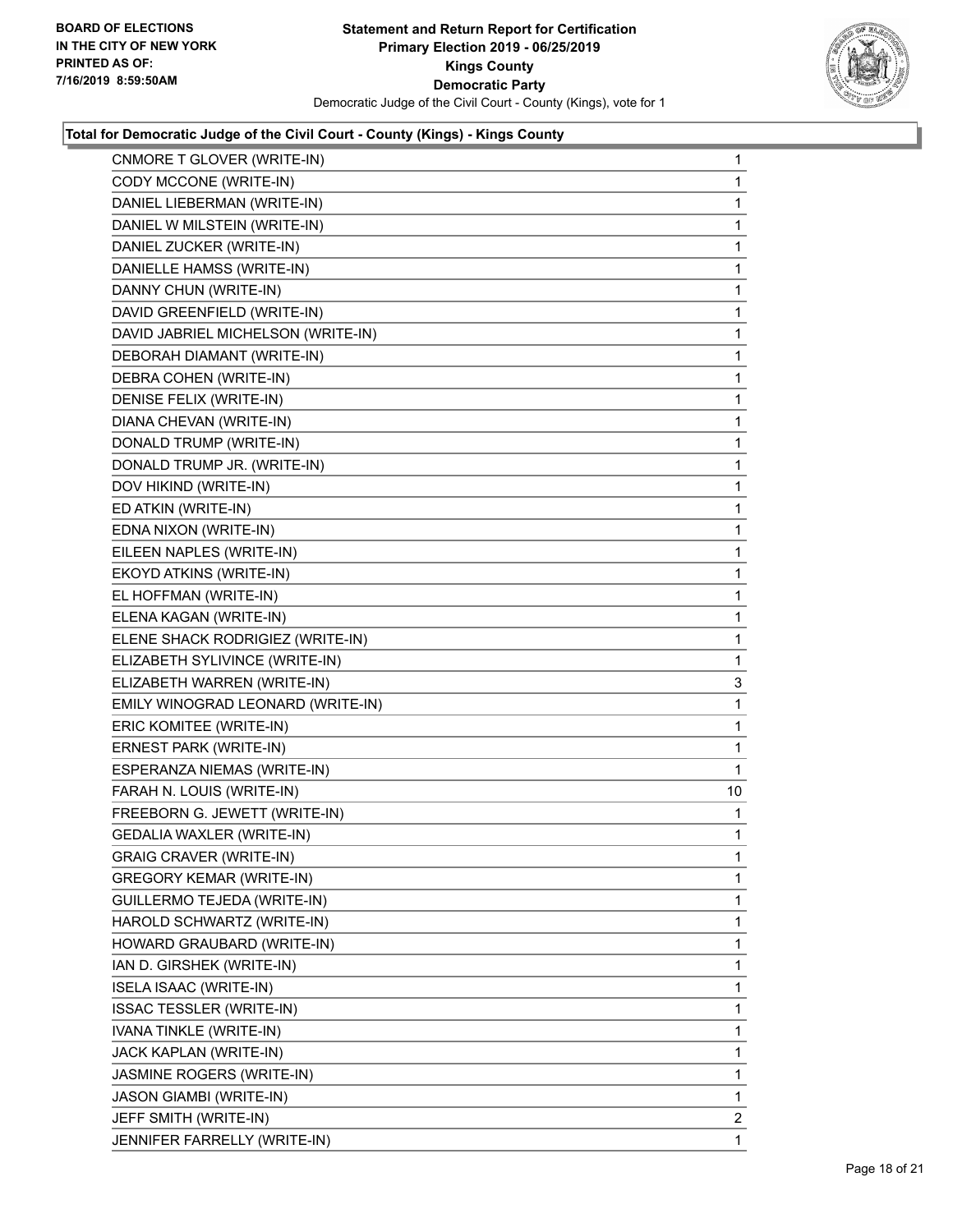**Total for Democratic Judge of the Civil Court - County (Kings) - Kings County**

| Candidate | Votes |
|---|---|
| CNMORE T GLOVER (WRITE-IN) | 1 |
| CODY MCCONE (WRITE-IN) | 1 |
| DANIEL LIEBERMAN (WRITE-IN) | 1 |
| DANIEL W MILSTEIN (WRITE-IN) | 1 |
| DANIEL ZUCKER (WRITE-IN) | 1 |
| DANIELLE HAMSS (WRITE-IN) | 1 |
| DANNY CHUN (WRITE-IN) | 1 |
| DAVID GREENFIELD (WRITE-IN) | 1 |
| DAVID JABRIEL MICHELSON (WRITE-IN) | 1 |
| DEBORAH DIAMANT (WRITE-IN) | 1 |
| DEBRA COHEN (WRITE-IN) | 1 |
| DENISE FELIX (WRITE-IN) | 1 |
| DIANA CHEVAN (WRITE-IN) | 1 |
| DONALD TRUMP (WRITE-IN) | 1 |
| DONALD TRUMP JR. (WRITE-IN) | 1 |
| DOV HIKIND (WRITE-IN) | 1 |
| ED ATKIN (WRITE-IN) | 1 |
| EDNA NIXON (WRITE-IN) | 1 |
| EILEEN NAPLES (WRITE-IN) | 1 |
| EKOYD ATKINS (WRITE-IN) | 1 |
| EL HOFFMAN (WRITE-IN) | 1 |
| ELENA KAGAN (WRITE-IN) | 1 |
| ELENE SHACK RODRIGIEZ (WRITE-IN) | 1 |
| ELIZABETH SYLIVINCE (WRITE-IN) | 1 |
| ELIZABETH WARREN (WRITE-IN) | 3 |
| EMILY WINOGRAD LEONARD (WRITE-IN) | 1 |
| ERIC KOMITEE (WRITE-IN) | 1 |
| ERNEST PARK (WRITE-IN) | 1 |
| ESPERANZA NIEMAS (WRITE-IN) | 1 |
| FARAH N. LOUIS (WRITE-IN) | 10 |
| FREEBORN G. JEWETT (WRITE-IN) | 1 |
| GEDALIA WAXLER (WRITE-IN) | 1 |
| GRAIG CRAVER (WRITE-IN) | 1 |
| GREGORY KEMAR (WRITE-IN) | 1 |
| GUILLERMO TEJEDA (WRITE-IN) | 1 |
| HAROLD SCHWARTZ (WRITE-IN) | 1 |
| HOWARD GRAUBARD (WRITE-IN) | 1 |
| IAN D. GIRSHEK (WRITE-IN) | 1 |
| ISELA ISAAC (WRITE-IN) | 1 |
| ISSAC TESSLER (WRITE-IN) | 1 |
| IVANA TINKLE (WRITE-IN) | 1 |
| JACK KAPLAN (WRITE-IN) | 1 |
| JASMINE ROGERS (WRITE-IN) | 1 |
| JASON GIAMBI (WRITE-IN) | 1 |
| JEFF SMITH (WRITE-IN) | 2 |
| JENNIFER FARRELLY (WRITE-IN) | 1 |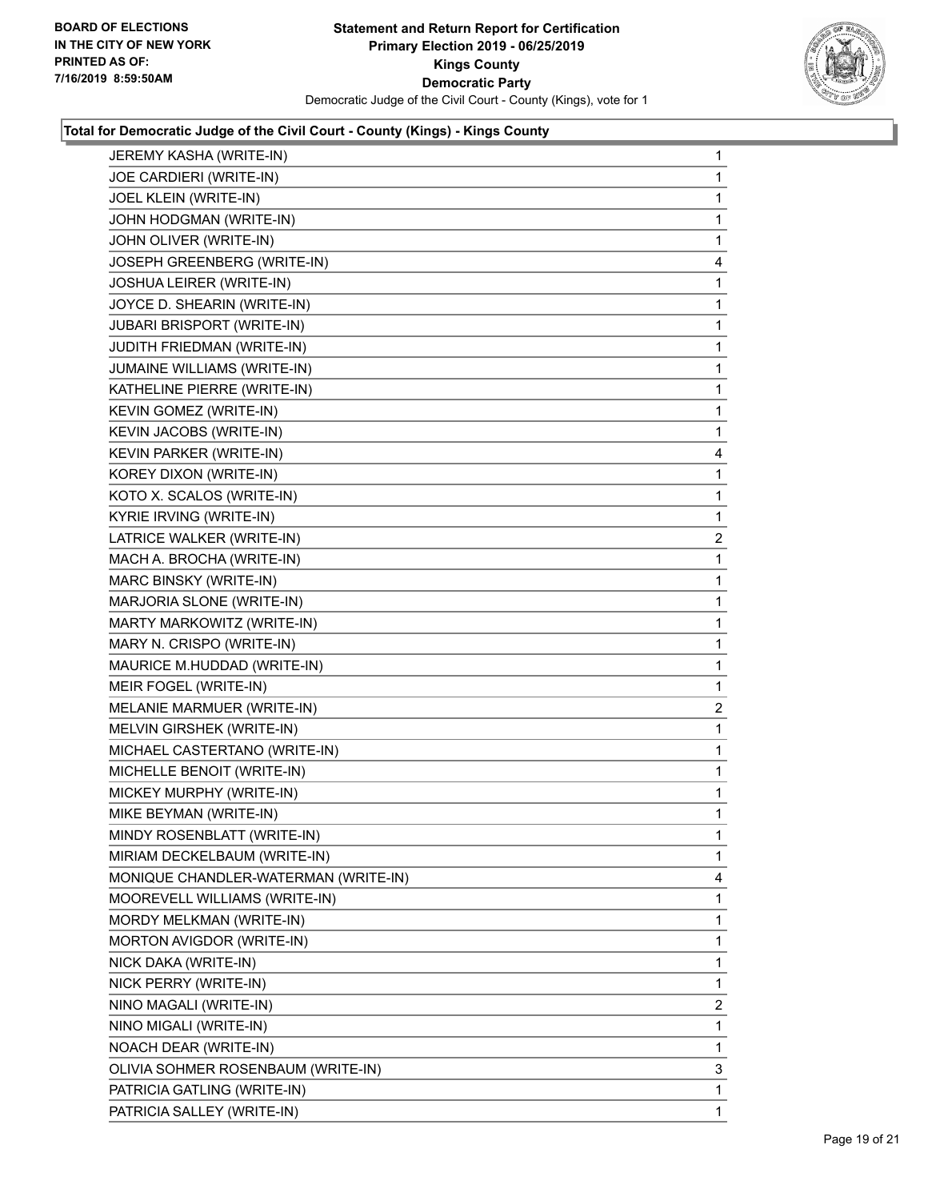**Total for Democratic Judge of the Civil Court - County (Kings) - Kings County**

| | |
|---|---|
| JEREMY KASHA (WRITE-IN) | 1 |
| JOE CARDIERI (WRITE-IN) | 1 |
| JOEL KLEIN (WRITE-IN) | 1 |
| JOHN HODGMAN (WRITE-IN) | 1 |
| JOHN OLIVER (WRITE-IN) | 1 |
| JOSEPH GREENBERG (WRITE-IN) | 4 |
| JOSHUA LEIRER (WRITE-IN) | 1 |
| JOYCE D. SHEARIN (WRITE-IN) | 1 |
| JUBARI BRISPORT (WRITE-IN) | 1 |
| JUDITH FRIEDMAN (WRITE-IN) | 1 |
| JUMAINE WILLIAMS (WRITE-IN) | 1 |
| KATHELINE PIERRE (WRITE-IN) | 1 |
| KEVIN GOMEZ (WRITE-IN) | 1 |
| KEVIN JACOBS (WRITE-IN) | 1 |
| KEVIN PARKER (WRITE-IN) | 4 |
| KOREY DIXON (WRITE-IN) | 1 |
| KOTO X. SCALOS (WRITE-IN) | 1 |
| KYRIE IRVING (WRITE-IN) | 1 |
| LATRICE WALKER (WRITE-IN) | 2 |
| MACH A. BROCHA (WRITE-IN) | 1 |
| MARC BINSKY (WRITE-IN) | 1 |
| MARJORIA SLONE (WRITE-IN) | 1 |
| MARTY MARKOWITZ (WRITE-IN) | 1 |
| MARY N. CRISPO (WRITE-IN) | 1 |
| MAURICE M.HUDDAD (WRITE-IN) | 1 |
| MEIR FOGEL (WRITE-IN) | 1 |
| MELANIE MARMUER (WRITE-IN) | 2 |
| MELVIN GIRSHEK (WRITE-IN) | 1 |
| MICHAEL CASTERTANO (WRITE-IN) | 1 |
| MICHELLE BENOIT (WRITE-IN) | 1 |
| MICKEY MURPHY (WRITE-IN) | 1 |
| MIKE BEYMAN (WRITE-IN) | 1 |
| MINDY ROSENBLATT (WRITE-IN) | 1 |
| MIRIAM DECKELBAUM (WRITE-IN) | 1 |
| MONIQUE CHANDLER-WATERMAN (WRITE-IN) | 4 |
| MOOREVELL WILLIAMS (WRITE-IN) | 1 |
| MORDY MELKMAN (WRITE-IN) | 1 |
| MORTON AVIGDOR (WRITE-IN) | 1 |
| NICK DAKA (WRITE-IN) | 1 |
| NICK PERRY (WRITE-IN) | 1 |
| NINO MAGALI (WRITE-IN) | 2 |
| NINO MIGALI (WRITE-IN) | 1 |
| NOACH DEAR (WRITE-IN) | 1 |
| OLIVIA SOHMER ROSENBAUM (WRITE-IN) | 3 |
| PATRICIA GATLING (WRITE-IN) | 1 |
| PATRICIA SALLEY (WRITE-IN) | 1 |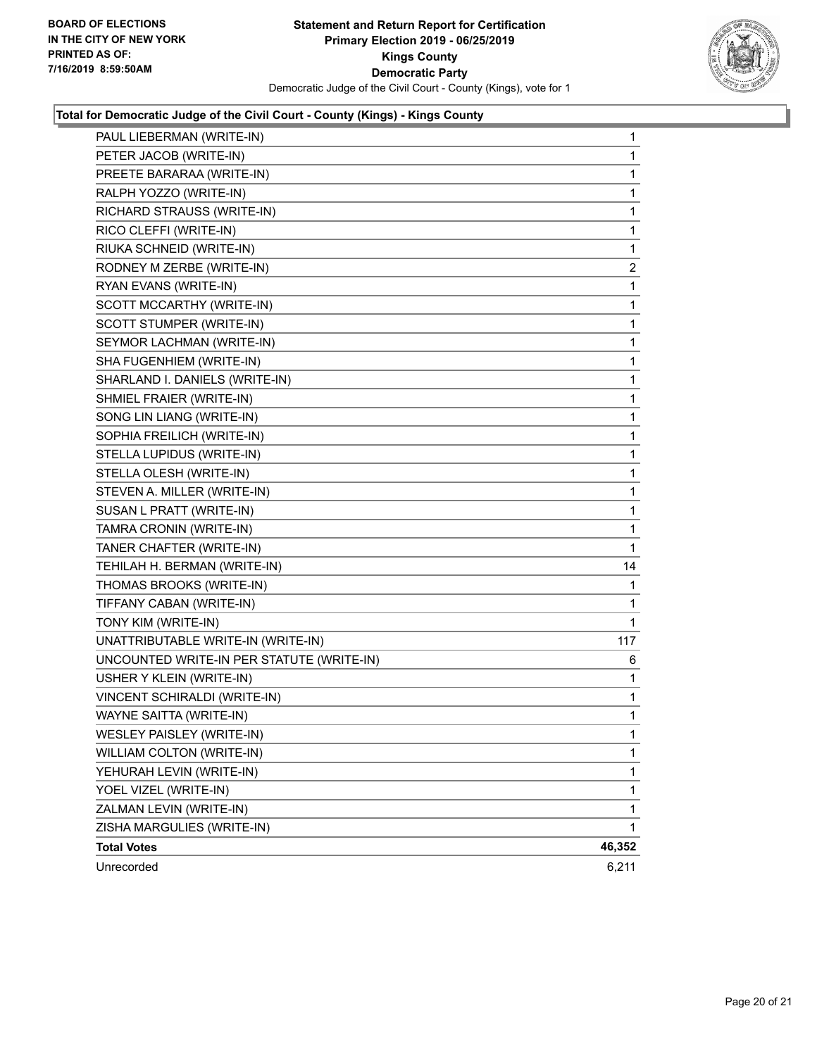**Statement and Return Report for Certification**
**Primary Election 2019 - 06/25/2019**
**Kings County**
**Democratic Party**
Democratic Judge of the Civil Court - County (Kings), vote for 1

BOARD OF ELECTIONS
IN THE CITY OF NEW YORK
PRINTED AS OF:
7/16/2019 8:59:50AM

### Total for Democratic Judge of the Civil Court - County (Kings) - Kings County

| | |
|---|---|
| PAUL LIEBERMAN (WRITE-IN) | 1 |
| PETER JACOB (WRITE-IN) | 1 |
| PREETE BARARAA (WRITE-IN) | 1 |
| RALPH YOZZO (WRITE-IN) | 1 |
| RICHARD STRAUSS (WRITE-IN) | 1 |
| RICO CLEFFI (WRITE-IN) | 1 |
| RIUKA SCHNEID (WRITE-IN) | 1 |
| RODNEY M ZERBE (WRITE-IN) | 2 |
| RYAN EVANS (WRITE-IN) | 1 |
| SCOTT MCCARTHY (WRITE-IN) | 1 |
| SCOTT STUMPER (WRITE-IN) | 1 |
| SEYMOR LACHMAN (WRITE-IN) | 1 |
| SHA FUGENHIEM (WRITE-IN) | 1 |
| SHARLAND I. DANIELS (WRITE-IN) | 1 |
| SHMIEL FRAIER (WRITE-IN) | 1 |
| SONG LIN LIANG (WRITE-IN) | 1 |
| SOPHIA FREILICH (WRITE-IN) | 1 |
| STELLA LUPIDUS (WRITE-IN) | 1 |
| STELLA OLESH (WRITE-IN) | 1 |
| STEVEN A. MILLER (WRITE-IN) | 1 |
| SUSAN L PRATT (WRITE-IN) | 1 |
| TAMRA CRONIN (WRITE-IN) | 1 |
| TANER CHAFTER (WRITE-IN) | 1 |
| TEHILAH H. BERMAN (WRITE-IN) | 14 |
| THOMAS BROOKS (WRITE-IN) | 1 |
| TIFFANY CABAN (WRITE-IN) | 1 |
| TONY KIM (WRITE-IN) | 1 |
| UNATTRIBUTABLE WRITE-IN (WRITE-IN) | 117 |
| UNCOUNTED WRITE-IN PER STATUTE (WRITE-IN) | 6 |
| USHER Y KLEIN (WRITE-IN) | 1 |
| VINCENT SCHIRALDI (WRITE-IN) | 1 |
| WAYNE SAITTA (WRITE-IN) | 1 |
| WESLEY PAISLEY (WRITE-IN) | 1 |
| WILLIAM COLTON (WRITE-IN) | 1 |
| YEHURAH LEVIN (WRITE-IN) | 1 |
| YOEL VIZEL (WRITE-IN) | 1 |
| ZALMAN LEVIN (WRITE-IN) | 1 |
| ZISHA MARGULIES (WRITE-IN) | 1 |
| **Total Votes** | **46,352** |
| Unrecorded | 6,211 |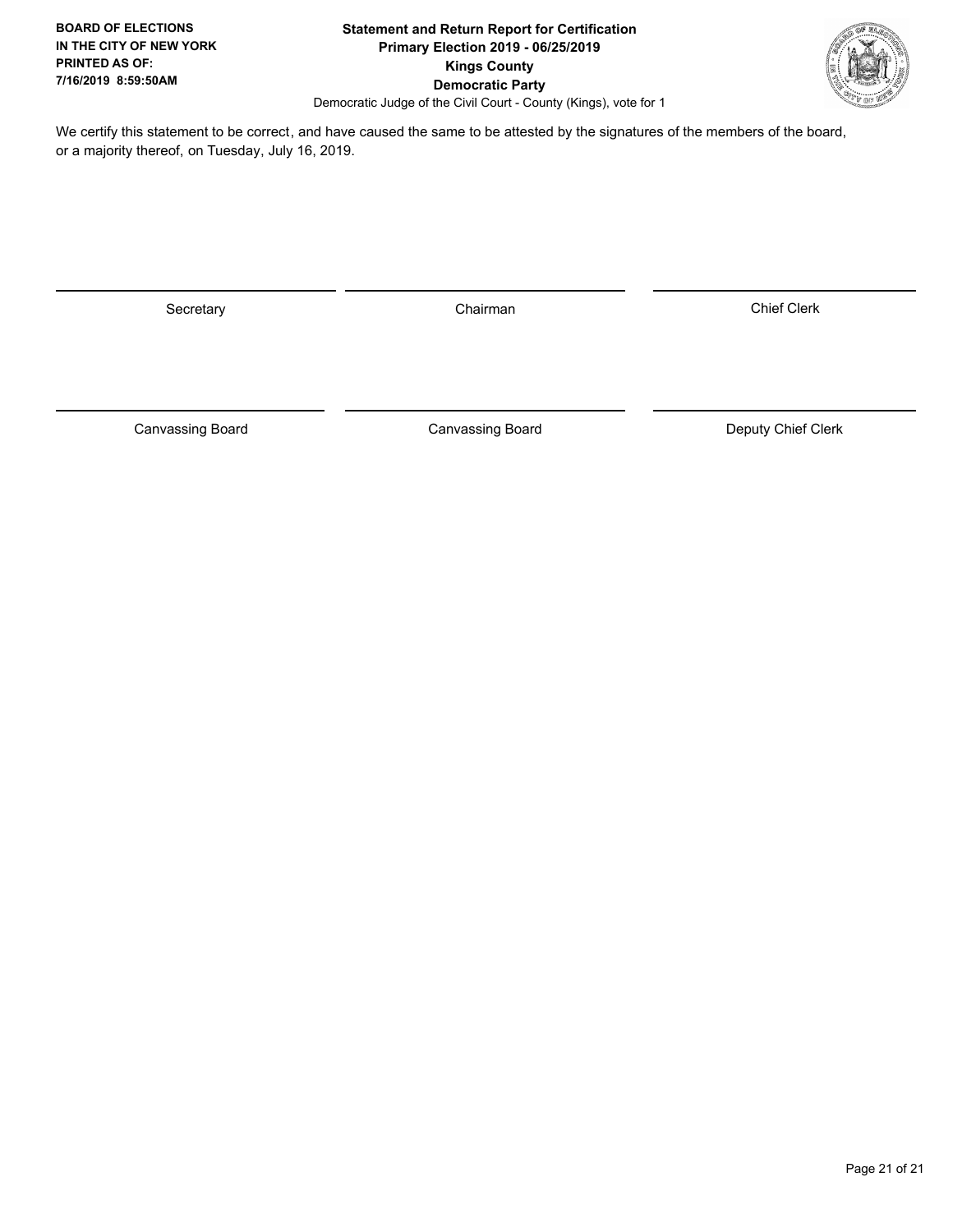We certify this statement to be correct, and have caused the same to be attested by the signatures of the members of the board, or a majority thereof, on Tuesday, July 16, 2019.

| | | |
|---|---|---|
| Secretary | Chairman | Chief Clerk |
| Canvassing Board | Canvassing Board | Deputy Chief Clerk |